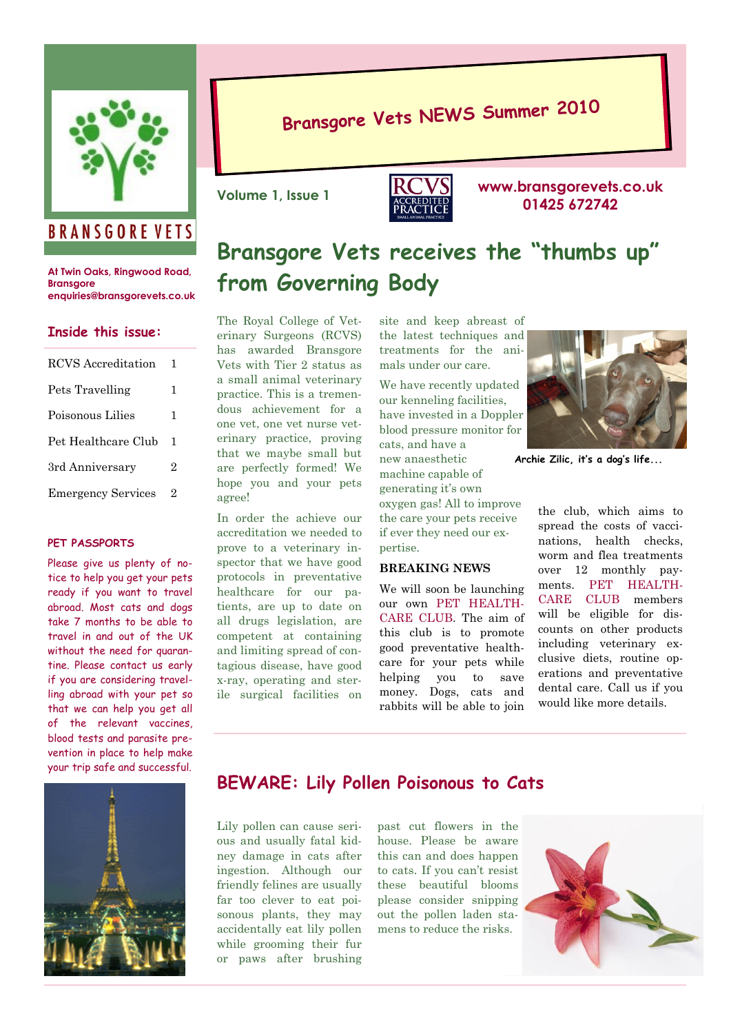# Bransgore Vets NEWS Summer 2010

Volume 1, Issue 1

www.bransgorevets.co.uk
01425 672742

BRANSGORE VETS

At Twin Oaks, Ringwood Road, Bransgore
enquiries@bransgorevets.co.uk

**Inside this issue:**

| | |
|---|---|
| RCVS Accreditation | 1 |
| Pets Travelling | 1 |
| Poisonous Lilies | 1 |
| Pet Healthcare Club | 1 |
| 3rd Anniversary | 2 |
| Emergency Services | 2 |

**PET PASSPORTS**

Please give us plenty of notice to help you get your pets ready if you want to travel abroad. Most cats and dogs take 7 months to be able to travel in and out of the UK without the need for quarantine. Please contact us early if you are considering travelling abroad with your pet so that we can help you get all of the relevant vaccines, blood tests and parasite prevention in place to help make your trip safe and successful.

## Bransgore Vets receives the "thumbs up" from Governing Body

The Royal College of Veterinary Surgeons (RCVS) has awarded Bransgore Vets with Tier 2 status as a small animal veterinary practice. This is a tremendous achievement for a one vet, one vet nurse veterinary practice, proving that we maybe small but are perfectly formed! We hope you and your pets agree!

In order the achieve our accreditation we needed to prove to a veterinary inspector that we have good protocols in preventative healthcare for our patients, are up to date on all drugs legislation, are competent at containing and limiting spread of contagious disease, have good x-ray, operating and sterile surgical facilities on site and keep abreast of the latest techniques and treatments for the animals under our care.

We have recently updated our kenneling facilities, have invested in a Doppler blood pressure monitor for cats, and have a new anaesthetic machine capable of generating it's own oxygen gas! All to improve the care your pets receive if ever they need our expertise.

Archie Zilic, it's a dog's life...

**BREAKING NEWS**

We will soon be launching our own PET HEALTHCARE CLUB. The aim of this club is to promote good preventative healthcare for your pets while helping you to save money. Dogs, cats and rabbits will be able to join the club, which aims to spread the costs of vaccinations, health checks, worm and flea treatments over 12 monthly payments. PET HEALTHCARE CLUB members will be eligible for discounts on other products including veterinary exclusive diets, routine operations and preventative dental care. Call us if you would like more details.

## BEWARE: Lily Pollen Poisonous to Cats

Lily pollen can cause serious and usually fatal kidney damage in cats after ingestion. Although our friendly felines are usually far too clever to eat poisonous plants, they may accidentally eat lily pollen while grooming their fur or paws after brushing past cut flowers in the house. Please be aware this can and does happen to cats. If you can't resist these beautiful blooms please consider snipping out the pollen laden stamens to reduce the risks.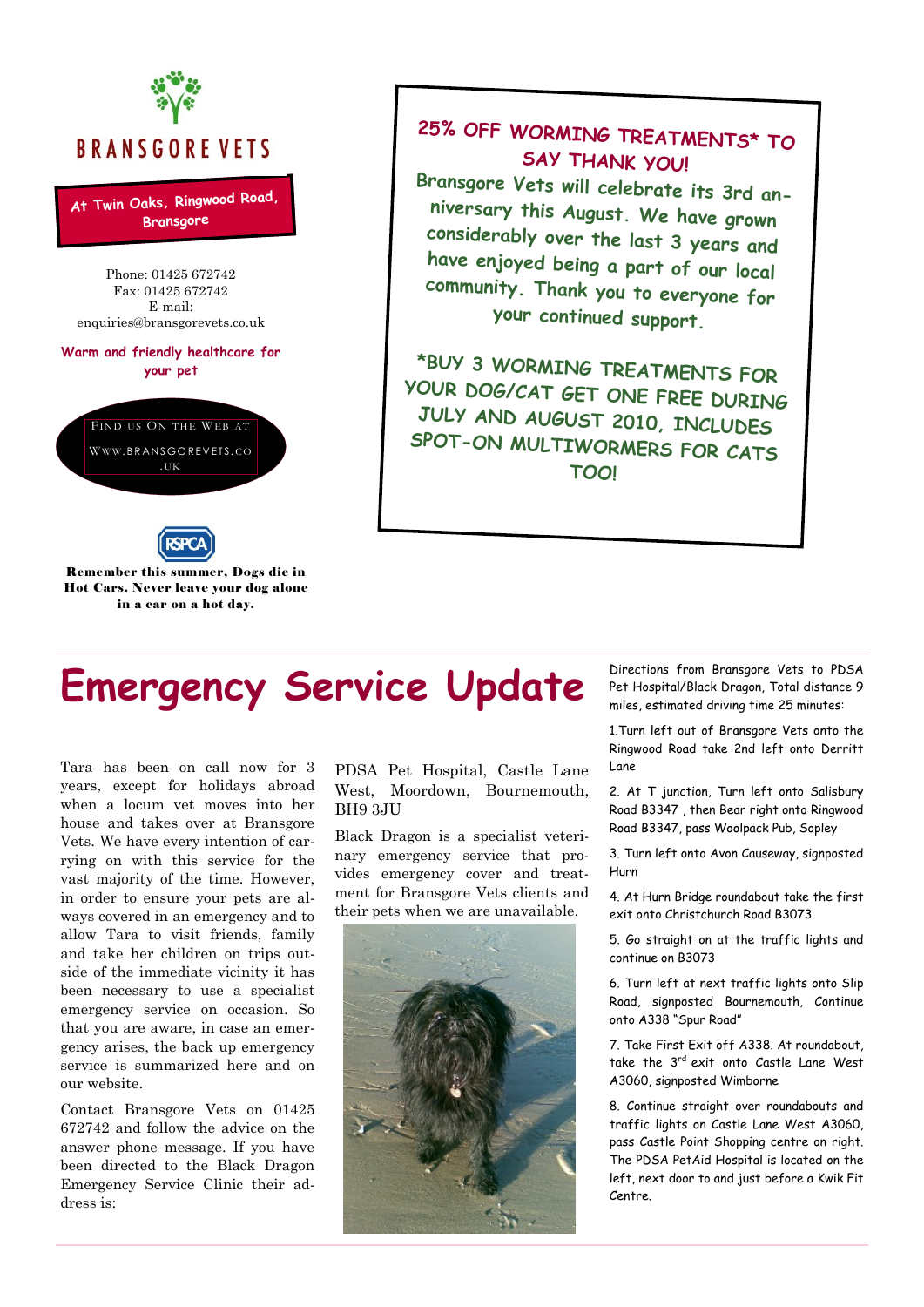# BRANSGORE VETS

**At Twin Oaks, Ringwood Road, Bransgore**

Phone: 01425 672742
Fax: 01425 672742
E-mail:
enquiries@bransgorevets.co.uk

**Warm and friendly healthcare for your pet**

FIND US ON THE WEB AT
WWW.BRANSGOREVETS.CO.UK

RSPCA

**Remember this summer, Dogs die in Hot Cars. Never leave your dog alone in a car on a hot day.**

**25% OFF WORMING TREATMENTS* TO SAY THANK YOU!**

**Bransgore Vets will celebrate its 3rd anniversary this August. We have grown considerably over the last 3 years and have enjoyed being a part of our local community. Thank you to everyone for your continued support.**

**\*BUY 3 WORMING TREATMENTS FOR YOUR DOG/CAT GET ONE FREE DURING JULY AND AUGUST 2010, INCLUDES SPOT-ON MULTIWORMERS FOR CATS TOO!**

# Emergency Service Update

Tara has been on call now for 3 years, except for holidays abroad when a locum vet moves into her house and takes over at Bransgore Vets. We have every intention of carrying on with this service for the vast majority of the time. However, in order to ensure your pets are always covered in an emergency and to allow Tara to visit friends, family and take her children on trips outside of the immediate vicinity it has been necessary to use a specialist emergency service on occasion. So that you are aware, in case an emergency arises, the back up emergency service is summarized here and on our website.

Contact Bransgore Vets on 01425 672742 and follow the advice on the answer phone message. If you have been directed to the Black Dragon Emergency Service Clinic their address is:

PDSA Pet Hospital, Castle Lane West, Moordown, Bournemouth, BH9 3JU

Black Dragon is a specialist veterinary emergency service that provides emergency cover and treatment for Bransgore Vets clients and their pets when we are unavailable.

Directions from Bransgore Vets to PDSA Pet Hospital/Black Dragon, Total distance 9 miles, estimated driving time 25 minutes:

1.Turn left out of Bransgore Vets onto the Ringwood Road take 2nd left onto Derritt Lane

2. At T junction, Turn left onto Salisbury Road B3347 , then Bear right onto Ringwood Road B3347, pass Woolpack Pub, Sopley

3. Turn left onto Avon Causeway, signposted Hurn

4. At Hurn Bridge roundabout take the first exit onto Christchurch Road B3073

5. Go straight on at the traffic lights and continue on B3073

6. Turn left at next traffic lights onto Slip Road, signposted Bournemouth, Continue onto A338 "Spur Road"

7. Take First Exit off A338. At roundabout, take the 3rd exit onto Castle Lane West A3060, signposted Wimborne

8. Continue straight over roundabouts and traffic lights on Castle Lane West A3060, pass Castle Point Shopping centre on right. The PDSA PetAid Hospital is located on the left, next door to and just before a Kwik Fit Centre.